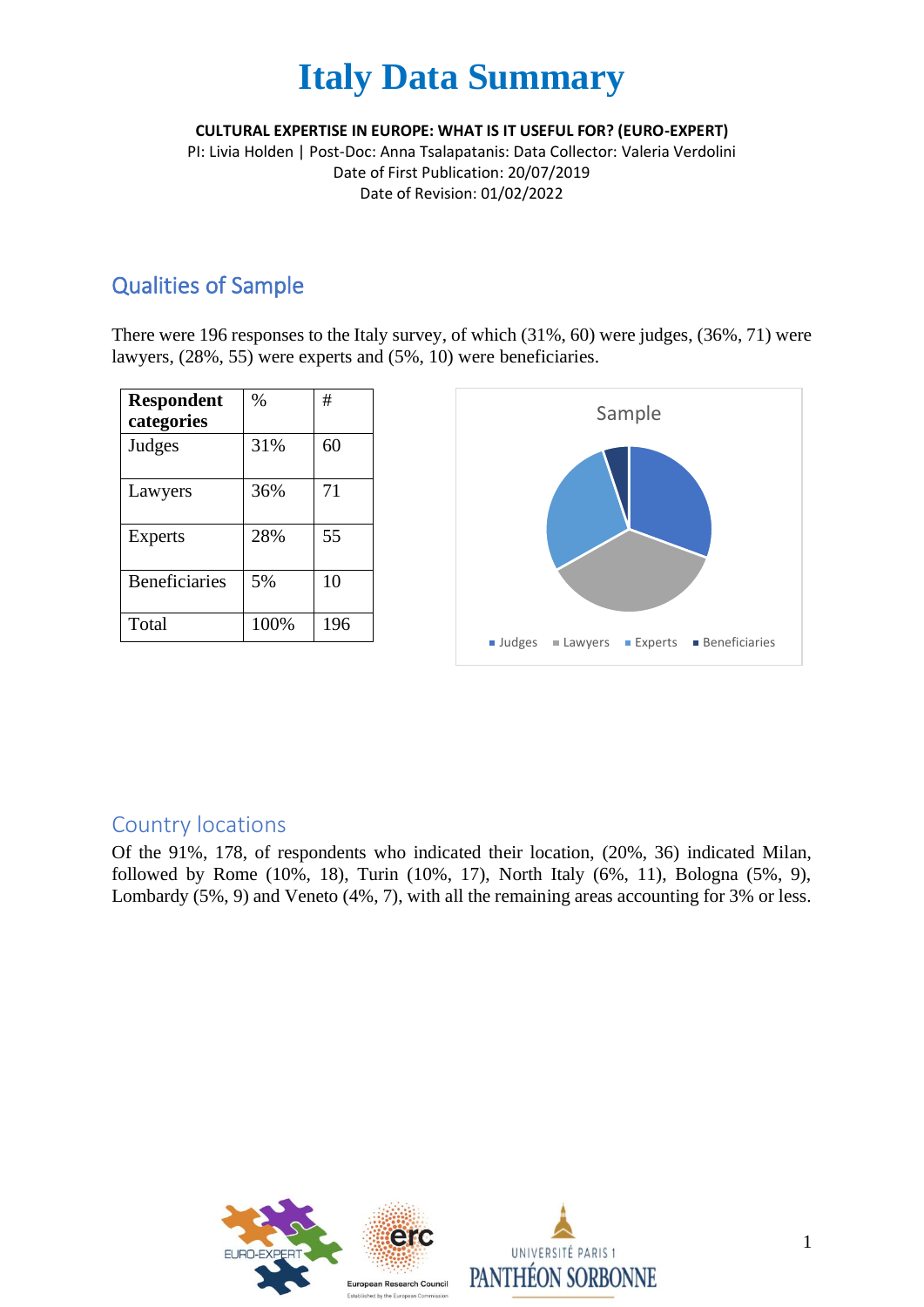# Italy Data Summary

**CULTURAL EXPERTISE IN EUROPE: WHAT IS IT USEFUL FOR? (EURO-EXPERT)**

PI: Livia Holden | Post-Doc: Anna Tsalapatanis: Data Collector: Valeria Verdolini

Date of First Publication: 20/07/2019

Date of Revision: 01/02/2022

## Qualities of Sample

There were 196 responses to the Italy survey, of which (31%, 60) were judges, (36%, 71) were lawyers, (28%, 55) were experts and (5%, 10) were beneficiaries.

| Respondent categories | % | # |
|---|---|---|
| Judges | 31% | 60 |
| Lawyers | 36% | 71 |
| Experts | 28% | 55 |
| Beneficiaries | 5% | 10 |
| Total | 100% | 196 |

Sample

Judges, Lawyers, Experts, Beneficiaries

## Country locations

Of the 91%, 178, of respondents who indicated their location, (20%, 36) indicated Milan, followed by Rome (10%, 18), Turin (10%, 17), North Italy (6%, 11), Bologna (5%, 9), Lombardy (5%, 9) and Veneto (4%, 7), with all the remaining areas accounting for 3% or less.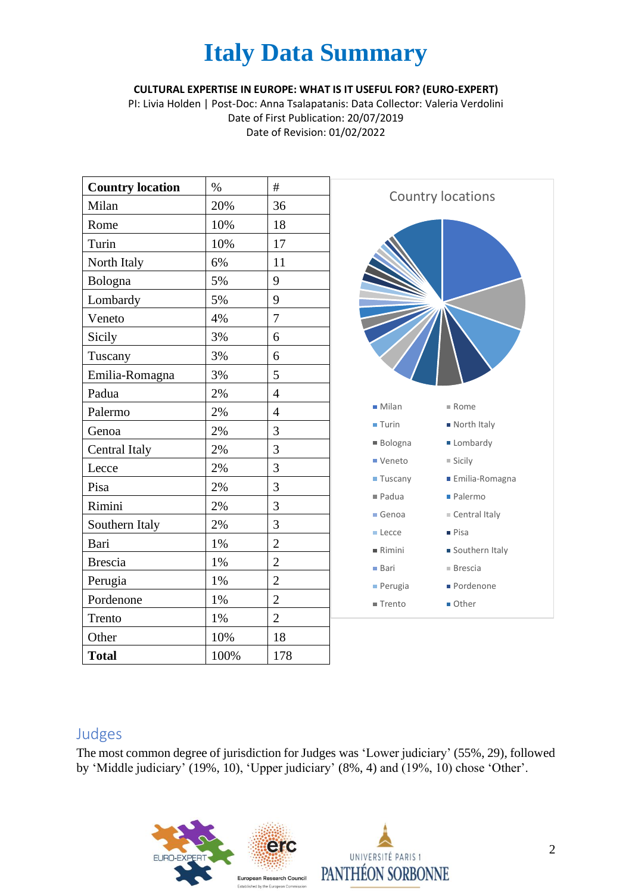# Italy Data Summary

**CULTURAL EXPERTISE IN EUROPE: WHAT IS IT USEFUL FOR? (EURO-EXPERT)**

PI: Livia Holden | Post-Doc: Anna Tsalapatanis: Data Collector: Valeria Verdolini

Date of First Publication: 20/07/2019

Date of Revision: 01/02/2022

| Country location | % | # |
|---|---|---|
| Milan | 20% | 36 |
| Rome | 10% | 18 |
| Turin | 10% | 17 |
| North Italy | 6% | 11 |
| Bologna | 5% | 9 |
| Lombardy | 5% | 9 |
| Veneto | 4% | 7 |
| Sicily | 3% | 6 |
| Tuscany | 3% | 6 |
| Emilia-Romagna | 3% | 5 |
| Padua | 2% | 4 |
| Palermo | 2% | 4 |
| Genoa | 2% | 3 |
| Central Italy | 2% | 3 |
| Lecce | 2% | 3 |
| Pisa | 2% | 3 |
| Rimini | 2% | 3 |
| Southern Italy | 2% | 3 |
| Bari | 1% | 2 |
| Brescia | 1% | 2 |
| Perugia | 1% | 2 |
| Pordenone | 1% | 2 |
| Trento | 1% | 2 |
| Other | 10% | 18 |
| **Total** | 100% | 178 |

Country locations

Milan, Rome, Turin, North Italy, Bologna, Lombardy, Veneto, Sicily, Tuscany, Emilia-Romagna, Padua, Palermo, Genoa, Central Italy, Lecce, Pisa, Rimini, Southern Italy, Bari, Brescia, Perugia, Pordenone, Trento, Other

## Judges

The most common degree of jurisdiction for Judges was 'Lower judiciary' (55%, 29), followed by 'Middle judiciary' (19%, 10), 'Upper judiciary' (8%, 4) and (19%, 10) chose 'Other'.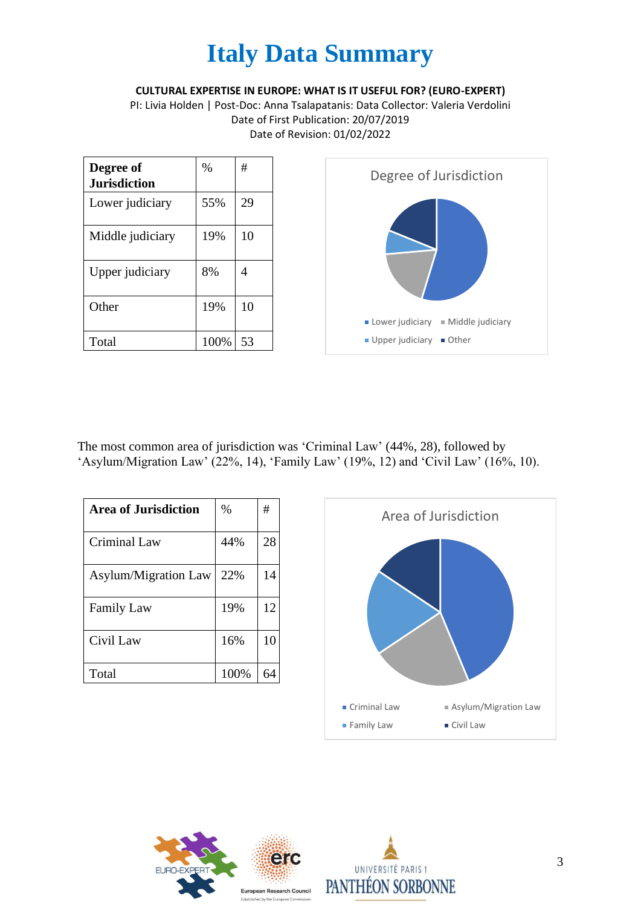# Italy Data Summary

**CULTURAL EXPERTISE IN EUROPE: WHAT IS IT USEFUL FOR? (EURO-EXPERT)**

PI: Livia Holden | Post-Doc: Anna Tsalapatanis: Data Collector: Valeria Verdolini

Date of First Publication: 20/07/2019

Date of Revision: 01/02/2022

| Degree of Jurisdiction | % | # |
|---|---|---|
| Lower judiciary | 55% | 29 |
| Middle judiciary | 19% | 10 |
| Upper judiciary | 8% | 4 |
| Other | 19% | 10 |
| Total | 100% | 53 |

The most common area of jurisdiction was ‘Criminal Law’ (44%, 28), followed by ‘Asylum/Migration Law’ (22%, 14), ‘Family Law’ (19%, 12) and ‘Civil Law’ (16%, 10).

| Area of Jurisdiction | % | # |
|---|---|---|
| Criminal Law | 44% | 28 |
| Asylum/Migration Law | 22% | 14 |
| Family Law | 19% | 12 |
| Civil Law | 16% | 10 |
| Total | 100% | 64 |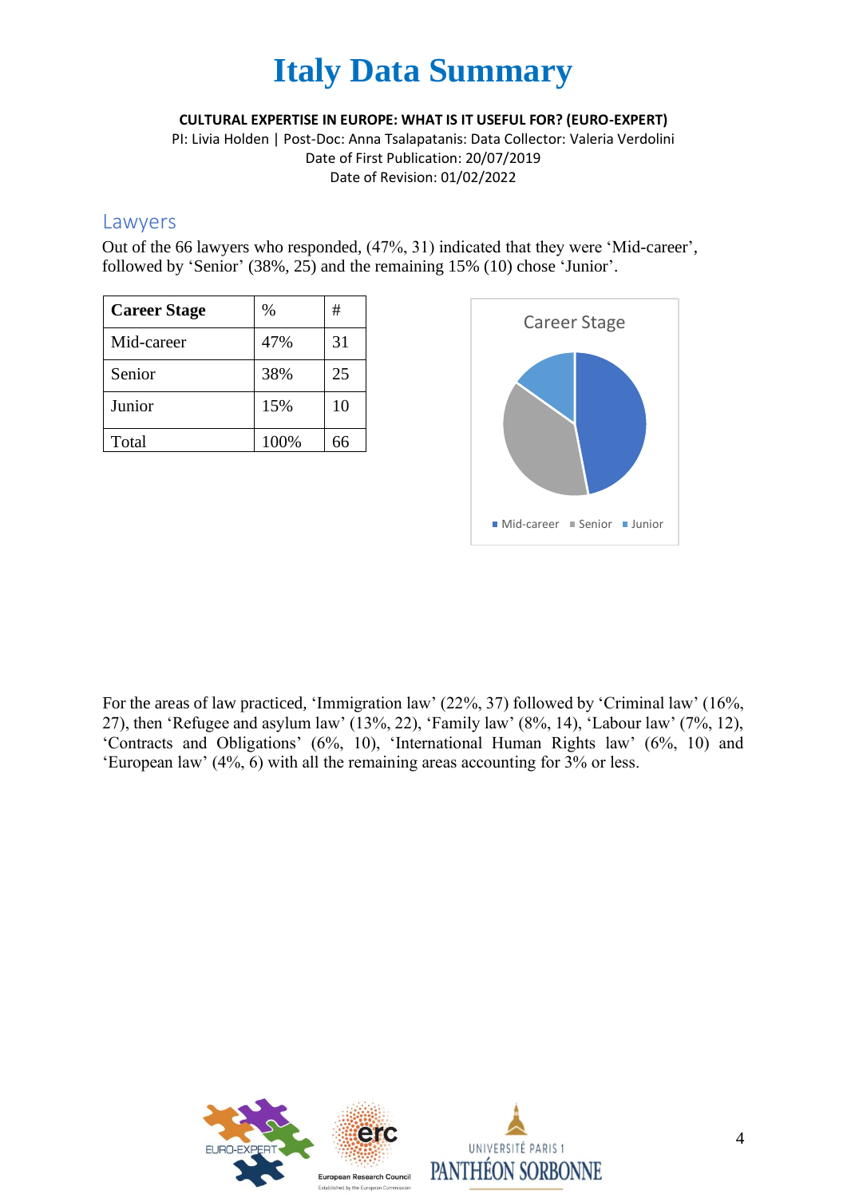# Italy Data Summary

**CULTURAL EXPERTISE IN EUROPE: WHAT IS IT USEFUL FOR? (EURO-EXPERT)**

PI: Livia Holden | Post-Doc: Anna Tsalapatanis: Data Collector: Valeria Verdolini

Date of First Publication: 20/07/2019

Date of Revision: 01/02/2022

## Lawyers

Out of the 66 lawyers who responded, (47%, 31) indicated that they were 'Mid-career', followed by 'Senior' (38%, 25) and the remaining 15% (10) chose 'Junior'.

| Career Stage | % | # |
|---|---|---|
| Mid-career | 47% | 31 |
| Senior | 38% | 25 |
| Junior | 15% | 10 |
| Total | 100% | 66 |

For the areas of law practiced, 'Immigration law' (22%, 37) followed by 'Criminal law' (16%, 27), then 'Refugee and asylum law' (13%, 22), 'Family law' (8%, 14), 'Labour law' (7%, 12), 'Contracts and Obligations' (6%, 10), 'International Human Rights law' (6%, 10) and 'European law' (4%, 6) with all the remaining areas accounting for 3% or less.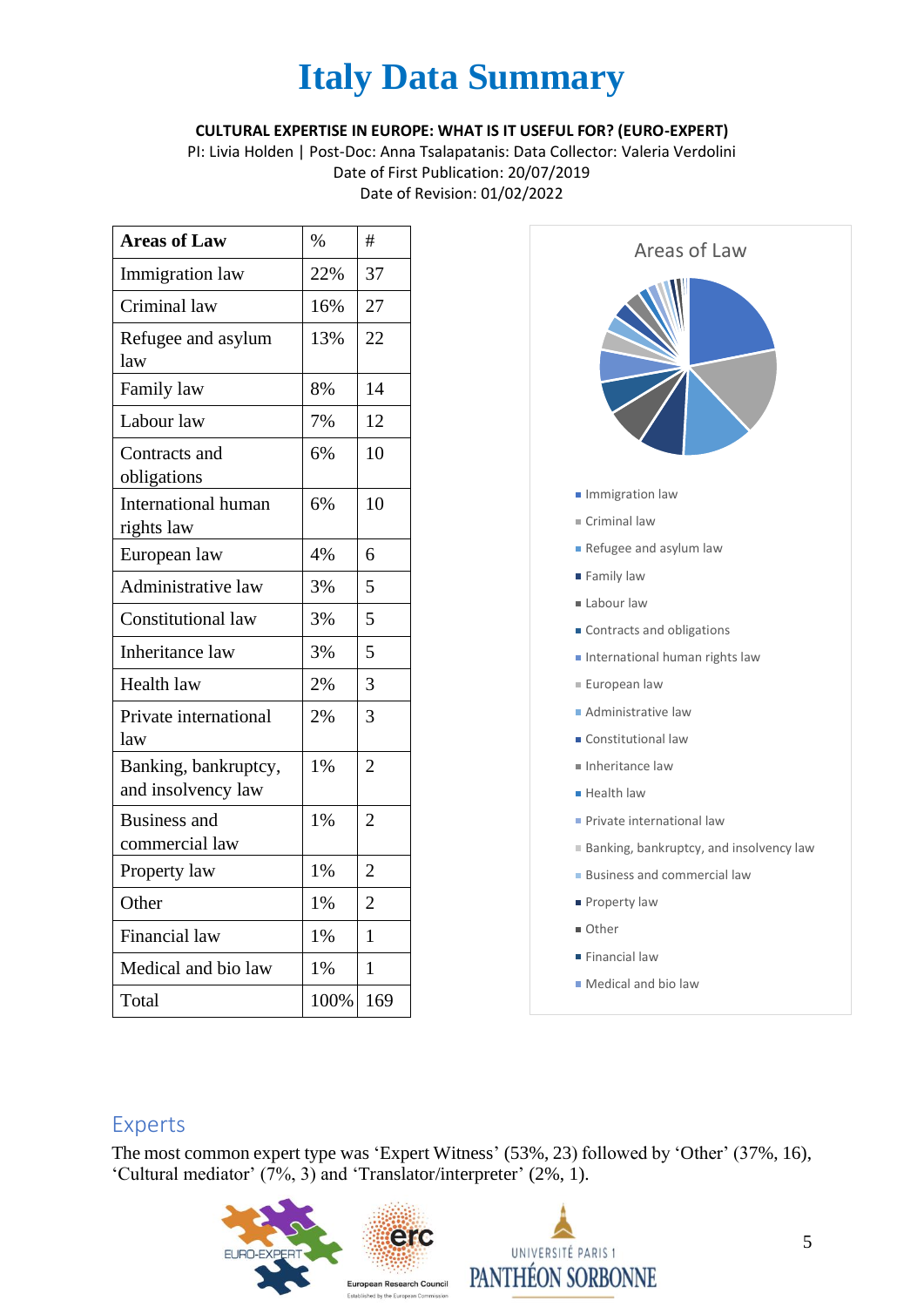# Italy Data Summary

**CULTURAL EXPERTISE IN EUROPE: WHAT IS IT USEFUL FOR? (EURO-EXPERT)**

PI: Livia Holden | Post-Doc: Anna Tsalapatanis: Data Collector: Valeria Verdolini

Date of First Publication: 20/07/2019

Date of Revision: 01/02/2022

| Areas of Law | % | # |
|---|---|---|
| Immigration law | 22% | 37 |
| Criminal law | 16% | 27 |
| Refugee and asylum law | 13% | 22 |
| Family law | 8% | 14 |
| Labour law | 7% | 12 |
| Contracts and obligations | 6% | 10 |
| International human rights law | 6% | 10 |
| European law | 4% | 6 |
| Administrative law | 3% | 5 |
| Constitutional law | 3% | 5 |
| Inheritance law | 3% | 5 |
| Health law | 2% | 3 |
| Private international law | 2% | 3 |
| Banking, bankruptcy, and insolvency law | 1% | 2 |
| Business and commercial law | 1% | 2 |
| Property law | 1% | 2 |
| Other | 1% | 2 |
| Financial law | 1% | 1 |
| Medical and bio law | 1% | 1 |
| Total | 100% | 169 |

## Experts

The most common expert type was 'Expert Witness' (53%, 23) followed by 'Other' (37%, 16), 'Cultural mediator' (7%, 3) and 'Translator/interpreter' (2%, 1).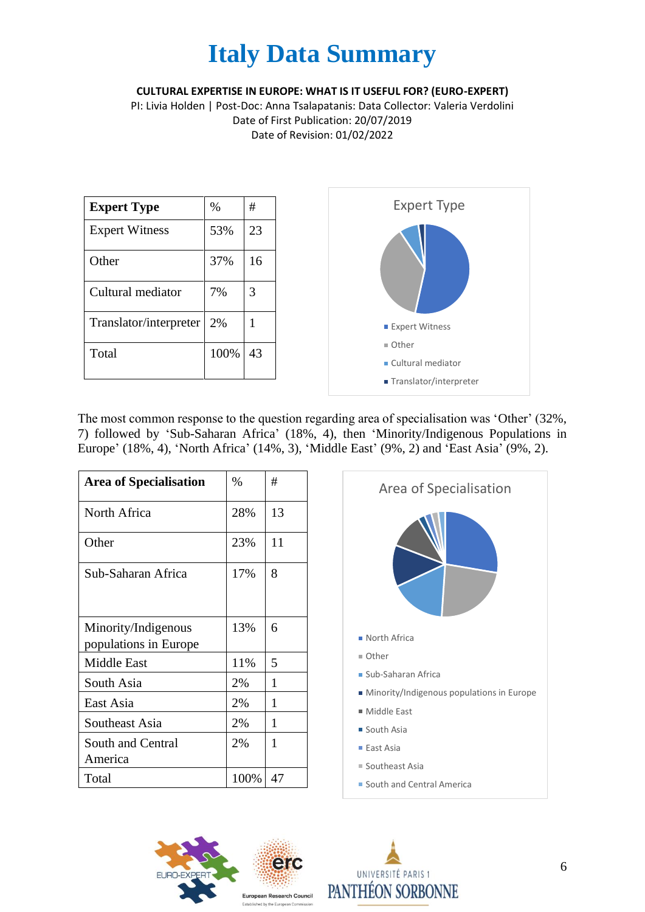# Italy Data Summary

**CULTURAL EXPERTISE IN EUROPE: WHAT IS IT USEFUL FOR? (EURO-EXPERT)**

PI: Livia Holden | Post-Doc: Anna Tsalapatanis: Data Collector: Valeria Verdolini

Date of First Publication: 20/07/2019

Date of Revision: 01/02/2022

| Expert Type | % | # |
|---|---|---|
| Expert Witness | 53% | 23 |
| Other | 37% | 16 |
| Cultural mediator | 7% | 3 |
| Translator/interpreter | 2% | 1 |
| Total | 100% | 43 |

Expert Type

- Expert Witness
- Other
- Cultural mediator
- Translator/interpreter

The most common response to the question regarding area of specialisation was 'Other' (32%, 7) followed by 'Sub-Saharan Africa' (18%, 4), then 'Minority/Indigenous Populations in Europe' (18%, 4), 'North Africa' (14%, 3), 'Middle East' (9%, 2) and 'East Asia' (9%, 2).

| Area of Specialisation | % | # |
|---|---|---|
| North Africa | 28% | 13 |
| Other | 23% | 11 |
| Sub-Saharan Africa | 17% | 8 |
| Minority/Indigenous populations in Europe | 13% | 6 |
| Middle East | 11% | 5 |
| South Asia | 2% | 1 |
| East Asia | 2% | 1 |
| Southeast Asia | 2% | 1 |
| South and Central America | 2% | 1 |
| Total | 100% | 47 |

Area of Specialisation

- North Africa
- Other
- Sub-Saharan Africa
- Minority/Indigenous populations in Europe
- Middle East
- South Asia
- East Asia
- Southeast Asia
- South and Central America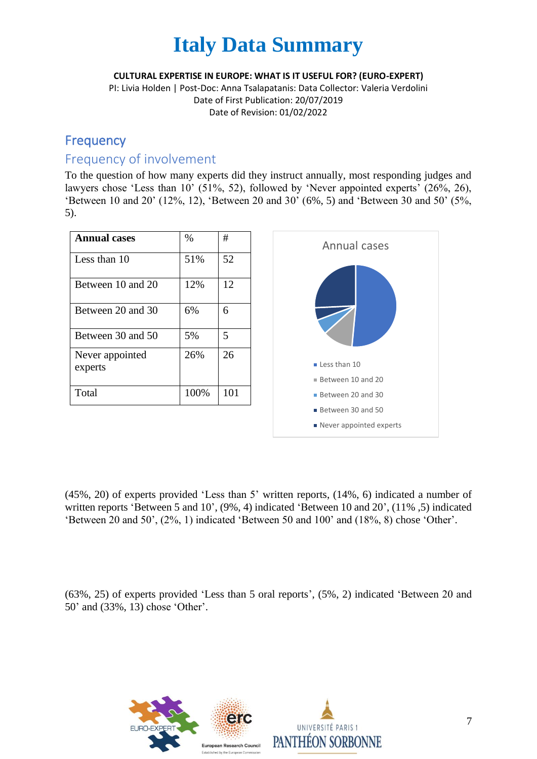# Italy Data Summary

**CULTURAL EXPERTISE IN EUROPE: WHAT IS IT USEFUL FOR? (EURO-EXPERT)**

PI: Livia Holden | Post-Doc: Anna Tsalapatanis: Data Collector: Valeria Verdolini

Date of First Publication: 20/07/2019

Date of Revision: 01/02/2022

## Frequency

### Frequency of involvement

To the question of how many experts did they instruct annually, most responding judges and lawyers chose 'Less than 10' (51%, 52), followed by 'Never appointed experts' (26%, 26), 'Between 10 and 20' (12%, 12), 'Between 20 and 30' (6%, 5) and 'Between 30 and 50' (5%, 5).

| Annual cases | % | # |
|---|---|---|
| Less than 10 | 51% | 52 |
| Between 10 and 20 | 12% | 12 |
| Between 20 and 30 | 6% | 6 |
| Between 30 and 50 | 5% | 5 |
| Never appointed experts | 26% | 26 |
| Total | 100% | 101 |

Annual cases

- Less than 10
- Between 10 and 20
- Between 20 and 30
- Between 30 and 50
- Never appointed experts

(45%, 20) of experts provided 'Less than 5' written reports, (14%, 6) indicated a number of written reports 'Between 5 and 10', (9%, 4) indicated 'Between 10 and 20', (11% ,5) indicated 'Between 20 and 50', (2%, 1) indicated 'Between 50 and 100' and (18%, 8) chose 'Other'.

(63%, 25) of experts provided 'Less than 5 oral reports', (5%, 2) indicated 'Between 20 and 50' and (33%, 13) chose 'Other'.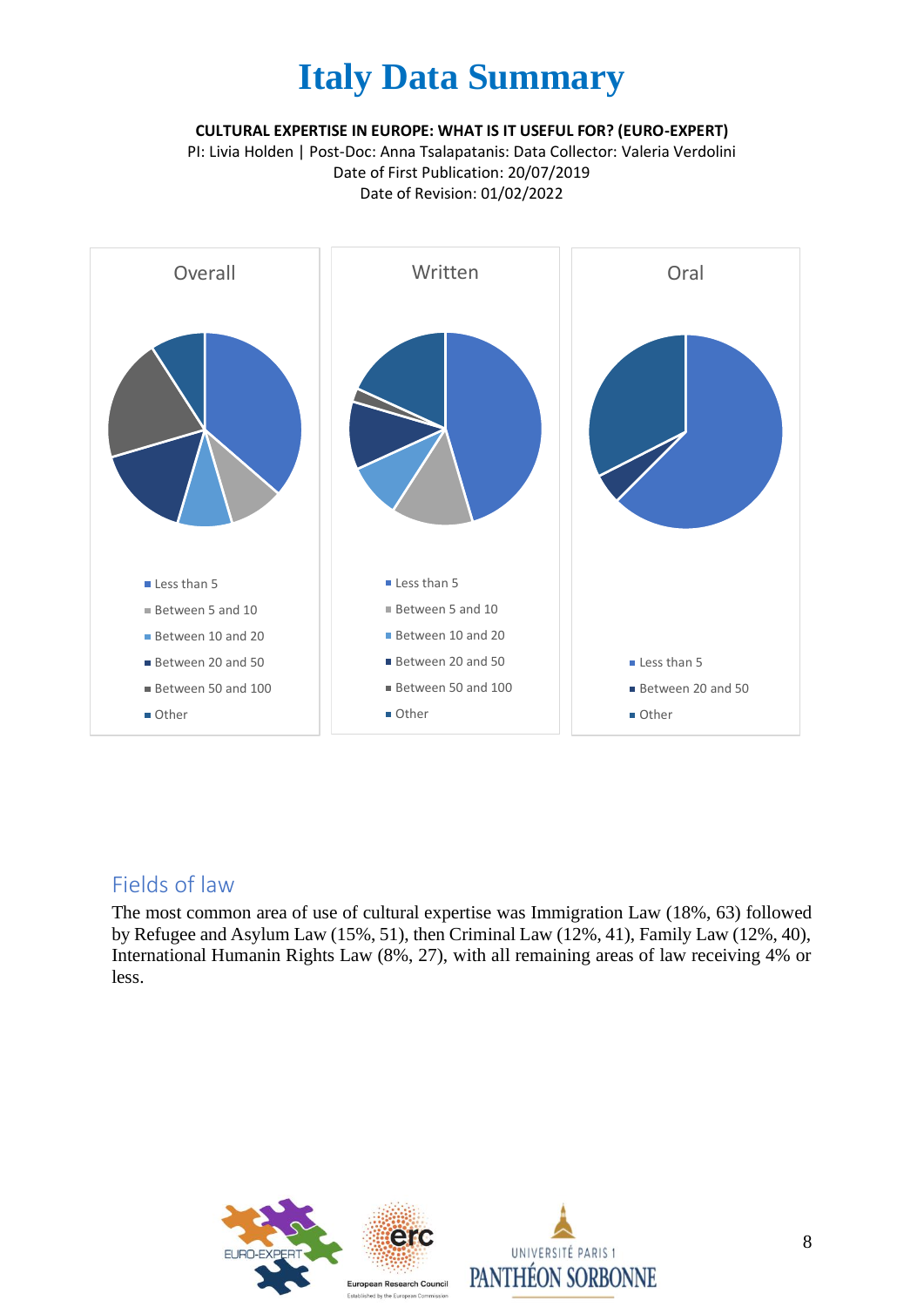# Italy Data Summary

**CULTURAL EXPERTISE IN EUROPE: WHAT IS IT USEFUL FOR? (EURO-EXPERT)**
PI: Livia Holden | Post-Doc: Anna Tsalapatanis: Data Collector: Valeria Verdolini
Date of First Publication: 20/07/2019
Date of Revision: 01/02/2022

Overall

- Less than 5
- Between 5 and 10
- Between 10 and 20
- Between 20 and 50
- Between 50 and 100
- Other

Written

- Less than 5
- Between 5 and 10
- Between 10 and 20
- Between 20 and 50
- Between 50 and 100
- Other

Oral

- Less than 5
- Between 20 and 50
- Other

## Fields of law

The most common area of use of cultural expertise was Immigration Law (18%, 63) followed by Refugee and Asylum Law (15%, 51), then Criminal Law (12%, 41), Family Law (12%, 40), International Humanin Rights Law (8%, 27), with all remaining areas of law receiving 4% or less.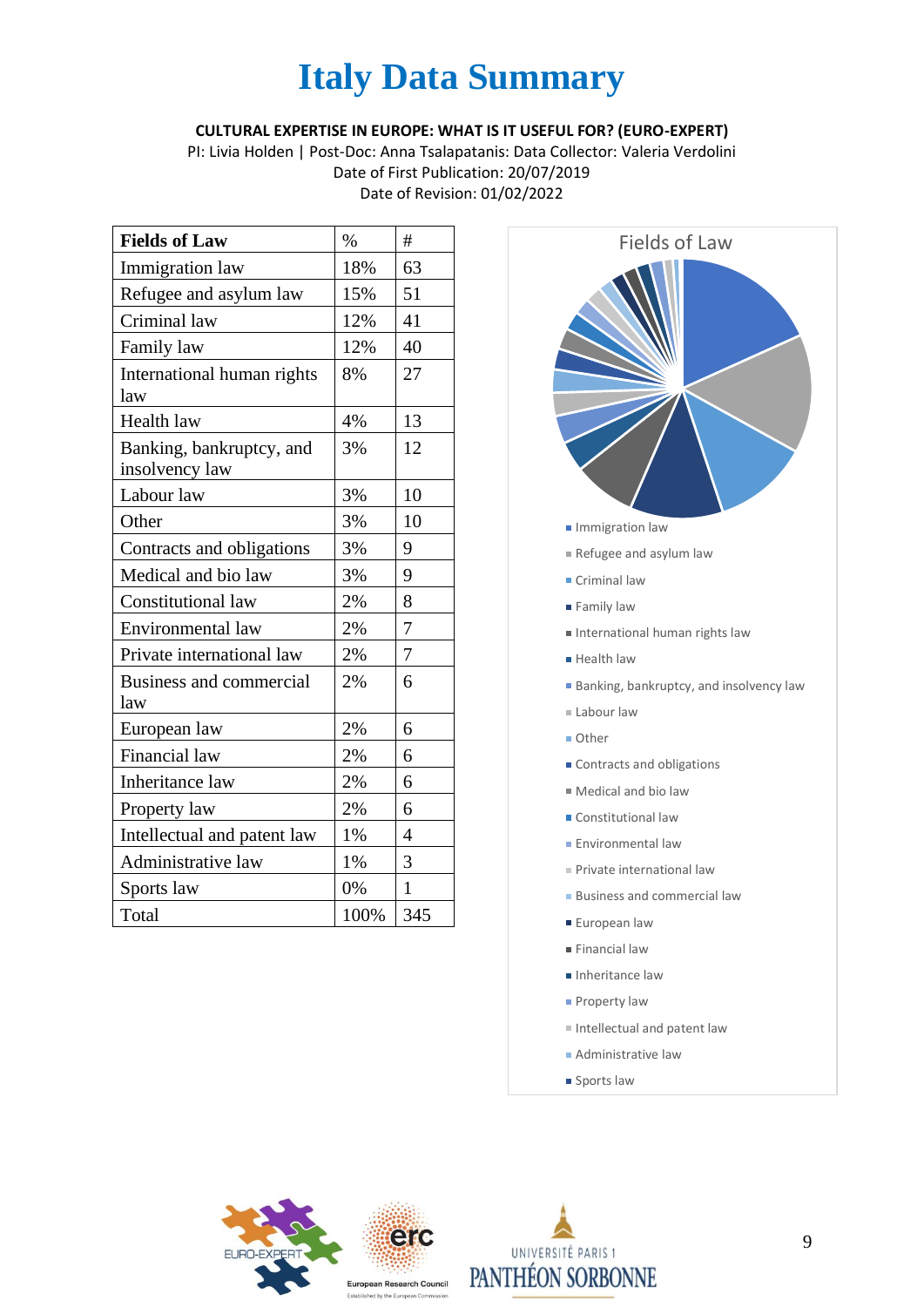# Italy Data Summary

**CULTURAL EXPERTISE IN EUROPE: WHAT IS IT USEFUL FOR? (EURO-EXPERT)**

PI: Livia Holden | Post-Doc: Anna Tsalapatanis: Data Collector: Valeria Verdolini
Date of First Publication: 20/07/2019
Date of Revision: 01/02/2022

| Fields of Law | % | # |
| --- | --- | --- |
| Immigration law | 18% | 63 |
| Refugee and asylum law | 15% | 51 |
| Criminal law | 12% | 41 |
| Family law | 12% | 40 |
| International human rights law | 8% | 27 |
| Health law | 4% | 13 |
| Banking, bankruptcy, and insolvency law | 3% | 12 |
| Labour law | 3% | 10 |
| Other | 3% | 10 |
| Contracts and obligations | 3% | 9 |
| Medical and bio law | 3% | 9 |
| Constitutional law | 2% | 8 |
| Environmental law | 2% | 7 |
| Private international law | 2% | 7 |
| Business and commercial law | 2% | 6 |
| European law | 2% | 6 |
| Financial law | 2% | 6 |
| Inheritance law | 2% | 6 |
| Property law | 2% | 6 |
| Intellectual and patent law | 1% | 4 |
| Administrative law | 1% | 3 |
| Sports law | 0% | 1 |
| Total | 100% | 345 |

Fields of Law

- Immigration law
- Refugee and asylum law
- Criminal law
- Family law
- International human rights law
- Health law
- Banking, bankruptcy, and insolvency law
- Labour law
- Other
- Contracts and obligations
- Medical and bio law
- Constitutional law
- Environmental law
- Private international law
- Business and commercial law
- European law
- Financial law
- Inheritance law
- Property law
- Intellectual and patent law
- Administrative law
- Sports law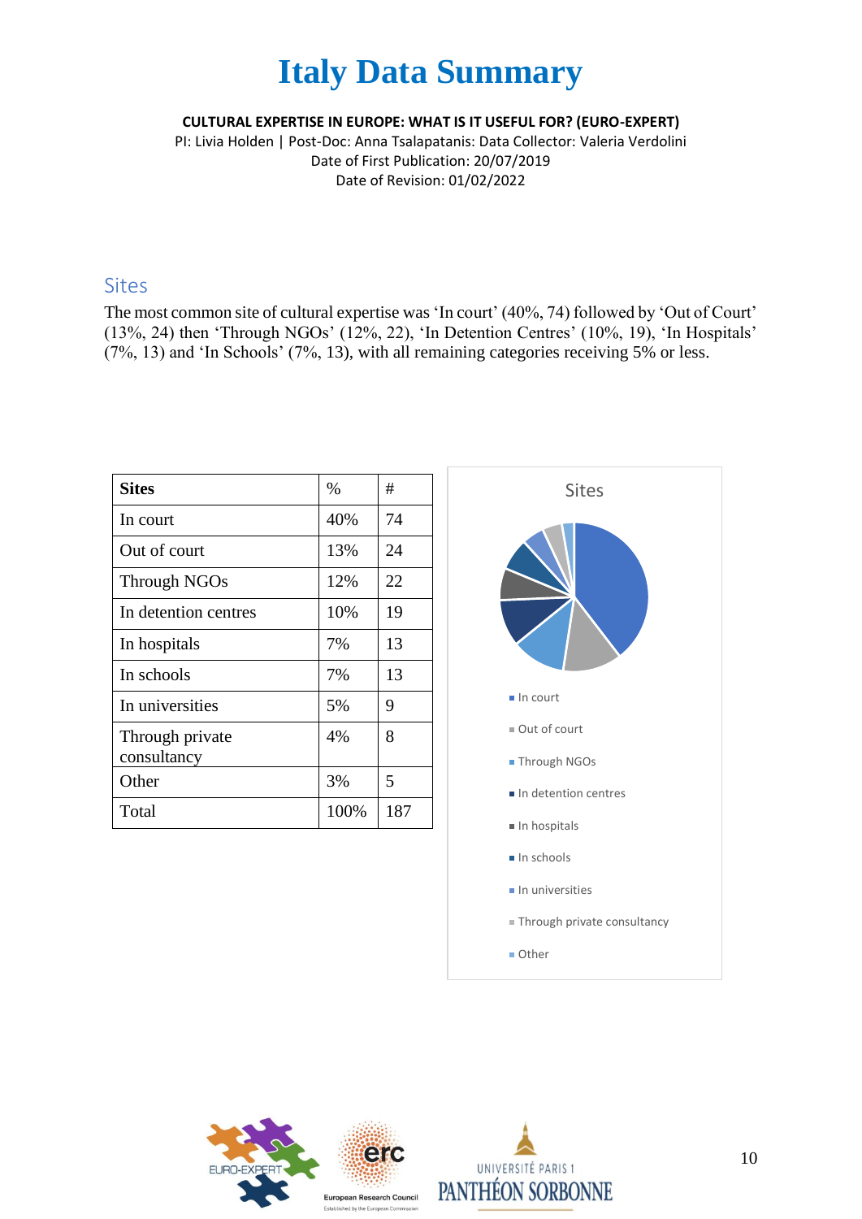# Italy Data Summary

**CULTURAL EXPERTISE IN EUROPE: WHAT IS IT USEFUL FOR? (EURO-EXPERT)**

PI: Livia Holden | Post-Doc: Anna Tsalapatanis: Data Collector: Valeria Verdolini

Date of First Publication: 20/07/2019

Date of Revision: 01/02/2022

## Sites

The most common site of cultural expertise was 'In court' (40%, 74) followed by 'Out of Court' (13%, 24) then 'Through NGOs' (12%, 22), 'In Detention Centres' (10%, 19), 'In Hospitals' (7%, 13) and 'In Schools' (7%, 13), with all remaining categories receiving 5% or less.

| Sites | % | # |
|---|---|---|
| In court | 40% | 74 |
| Out of court | 13% | 24 |
| Through NGOs | 12% | 22 |
| In detention centres | 10% | 19 |
| In hospitals | 7% | 13 |
| In schools | 7% | 13 |
| In universities | 5% | 9 |
| Through private consultancy | 4% | 8 |
| Other | 3% | 5 |
| Total | 100% | 187 |

Sites

- In court
- Out of court
- Through NGOs
- In detention centres
- In hospitals
- In schools
- In universities
- Through private consultancy
- Other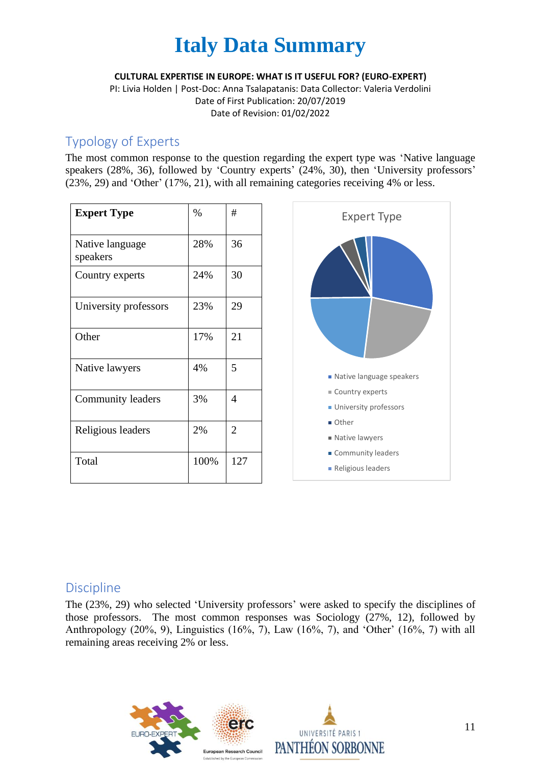# Italy Data Summary

**CULTURAL EXPERTISE IN EUROPE: WHAT IS IT USEFUL FOR? (EURO-EXPERT)**

PI: Livia Holden | Post-Doc: Anna Tsalapatanis: Data Collector: Valeria Verdolini

Date of First Publication: 20/07/2019

Date of Revision: 01/02/2022

## Typology of Experts

The most common response to the question regarding the expert type was 'Native language speakers (28%, 36), followed by 'Country experts' (24%, 30), then 'University professors' (23%, 29) and 'Other' (17%, 21), with all remaining categories receiving 4% or less.

| Expert Type | % | # |
|---|---|---|
| Native language speakers | 28% | 36 |
| Country experts | 24% | 30 |
| University professors | 23% | 29 |
| Other | 17% | 21 |
| Native lawyers | 4% | 5 |
| Community leaders | 3% | 4 |
| Religious leaders | 2% | 2 |
| Total | 100% | 127 |

Expert Type

- Native language speakers
- Country experts
- University professors
- Other
- Native lawyers
- Community leaders
- Religious leaders

## Discipline

The (23%, 29) who selected 'University professors' were asked to specify the disciplines of those professors. The most common responses was Sociology (27%, 12), followed by Anthropology (20%, 9), Linguistics (16%, 7), Law (16%, 7), and 'Other' (16%, 7) with all remaining areas receiving 2% or less.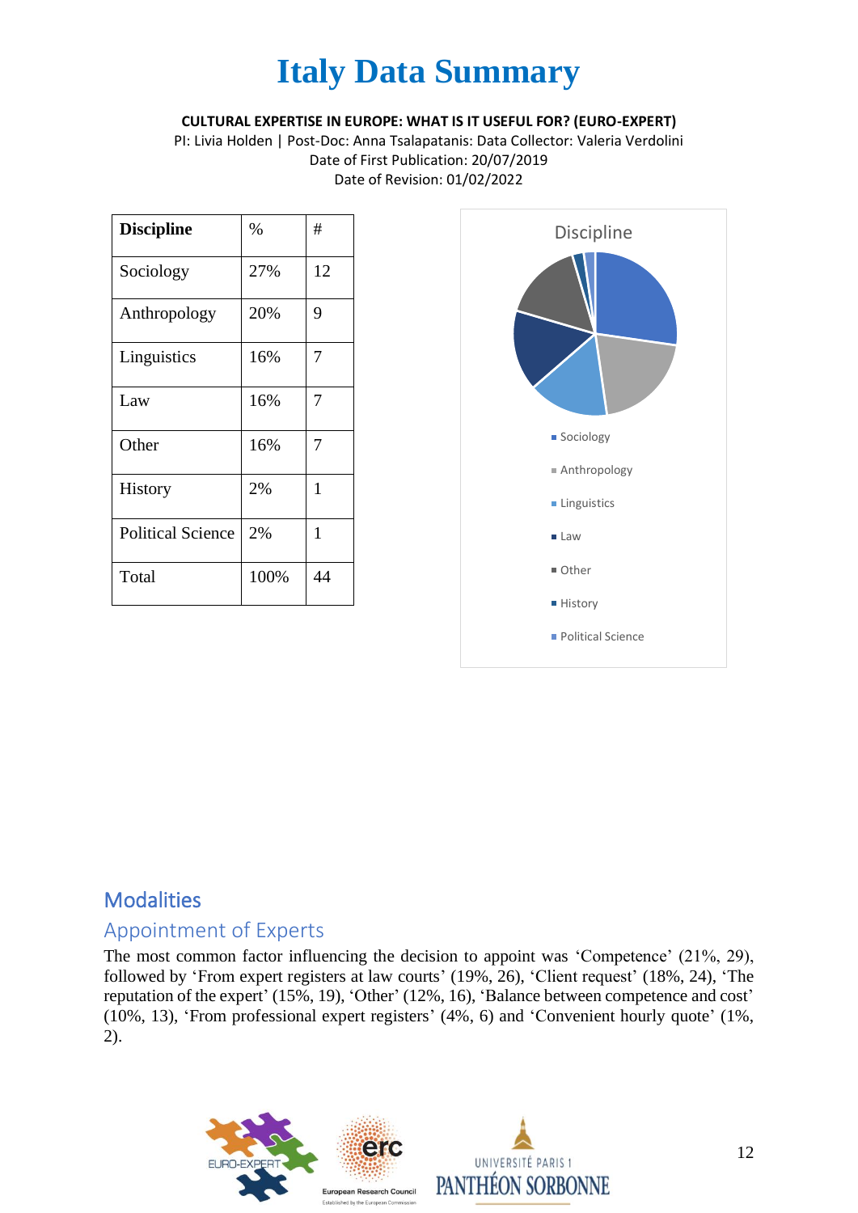# Italy Data Summary

**CULTURAL EXPERTISE IN EUROPE: WHAT IS IT USEFUL FOR? (EURO-EXPERT)**

PI: Livia Holden | Post-Doc: Anna Tsalapatanis: Data Collector: Valeria Verdolini

Date of First Publication: 20/07/2019

Date of Revision: 01/02/2022

| **Discipline** | % | # |
|---|---|---|
| Sociology | 27% | 12 |
| Anthropology | 20% | 9 |
| Linguistics | 16% | 7 |
| Law | 16% | 7 |
| Other | 16% | 7 |
| History | 2% | 1 |
| Political Science | 2% | 1 |
| Total | 100% | 44 |

Discipline

- Sociology
- Anthropology
- Linguistics
- Law
- Other
- History
- Political Science

## Modalities

### Appointment of Experts

The most common factor influencing the decision to appoint was 'Competence' (21%, 29), followed by 'From expert registers at law courts' (19%, 26), 'Client request' (18%, 24), 'The reputation of the expert' (15%, 19), 'Other' (12%, 16), 'Balance between competence and cost' (10%, 13), 'From professional expert registers' (4%, 6) and 'Convenient hourly quote' (1%, 2).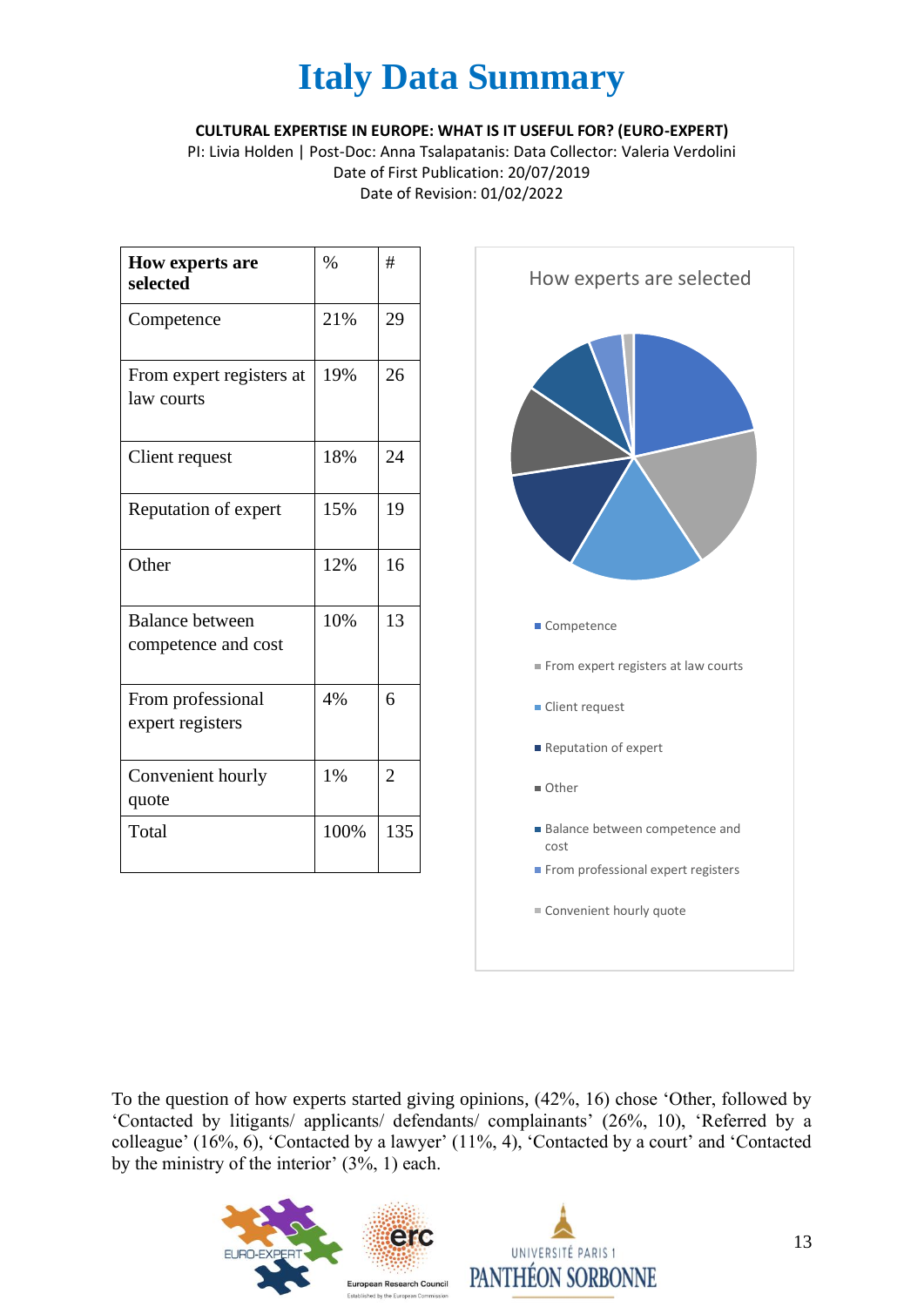# Italy Data Summary

**CULTURAL EXPERTISE IN EUROPE: WHAT IS IT USEFUL FOR? (EURO-EXPERT)**

PI: Livia Holden | Post-Doc: Anna Tsalapatanis: Data Collector: Valeria Verdolini
Date of First Publication: 20/07/2019
Date of Revision: 01/02/2022

| How experts are selected | % | # |
|---|---|---|
| Competence | 21% | 29 |
| From expert registers at law courts | 19% | 26 |
| Client request | 18% | 24 |
| Reputation of expert | 15% | 19 |
| Other | 12% | 16 |
| Balance between competence and cost | 10% | 13 |
| From professional expert registers | 4% | 6 |
| Convenient hourly quote | 1% | 2 |
| Total | 100% | 135 |

To the question of how experts started giving opinions, (42%, 16) chose 'Other, followed by 'Contacted by litigants/ applicants/ defendants/ complainants' (26%, 10), 'Referred by a colleague' (16%, 6), 'Contacted by a lawyer' (11%, 4), 'Contacted by a court' and 'Contacted by the ministry of the interior' (3%, 1) each.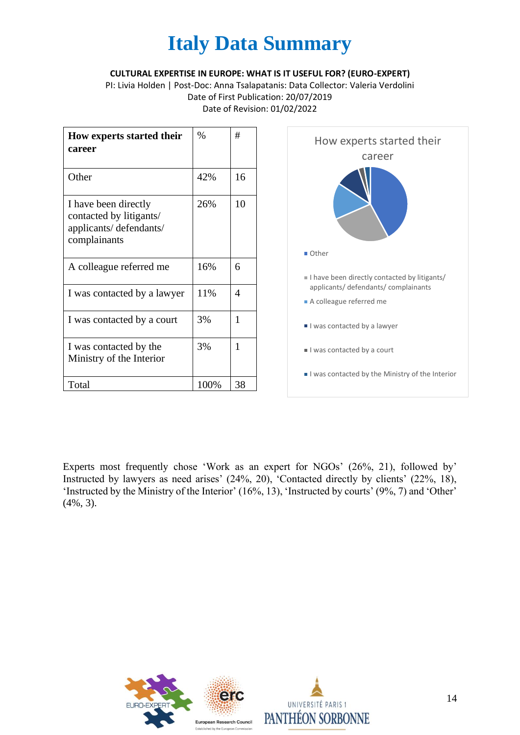# Italy Data Summary

**CULTURAL EXPERTISE IN EUROPE: WHAT IS IT USEFUL FOR? (EURO-EXPERT)**

PI: Livia Holden | Post-Doc: Anna Tsalapatanis: Data Collector: Valeria Verdolini

Date of First Publication: 20/07/2019

Date of Revision: 01/02/2022

| How experts started their career | % | # |
|---|---|---|
| Other | 42% | 16 |
| I have been directly contacted by litigants/ applicants/ defendants/ complainants | 26% | 10 |
| A colleague referred me | 16% | 6 |
| I was contacted by a lawyer | 11% | 4 |
| I was contacted by a court | 3% | 1 |
| I was contacted by the Ministry of the Interior | 3% | 1 |
| Total | 100% | 38 |

How experts started their career

- Other
- I have been directly contacted by litigants/ applicants/ defendants/ complainants
- A colleague referred me
- I was contacted by a lawyer
- I was contacted by a court
- I was contacted by the Ministry of the Interior

Experts most frequently chose 'Work as an expert for NGOs' (26%, 21), followed by' Instructed by lawyers as need arises' (24%, 20), 'Contacted directly by clients' (22%, 18), 'Instructed by the Ministry of the Interior' (16%, 13), 'Instructed by courts' (9%, 7) and 'Other' (4%, 3).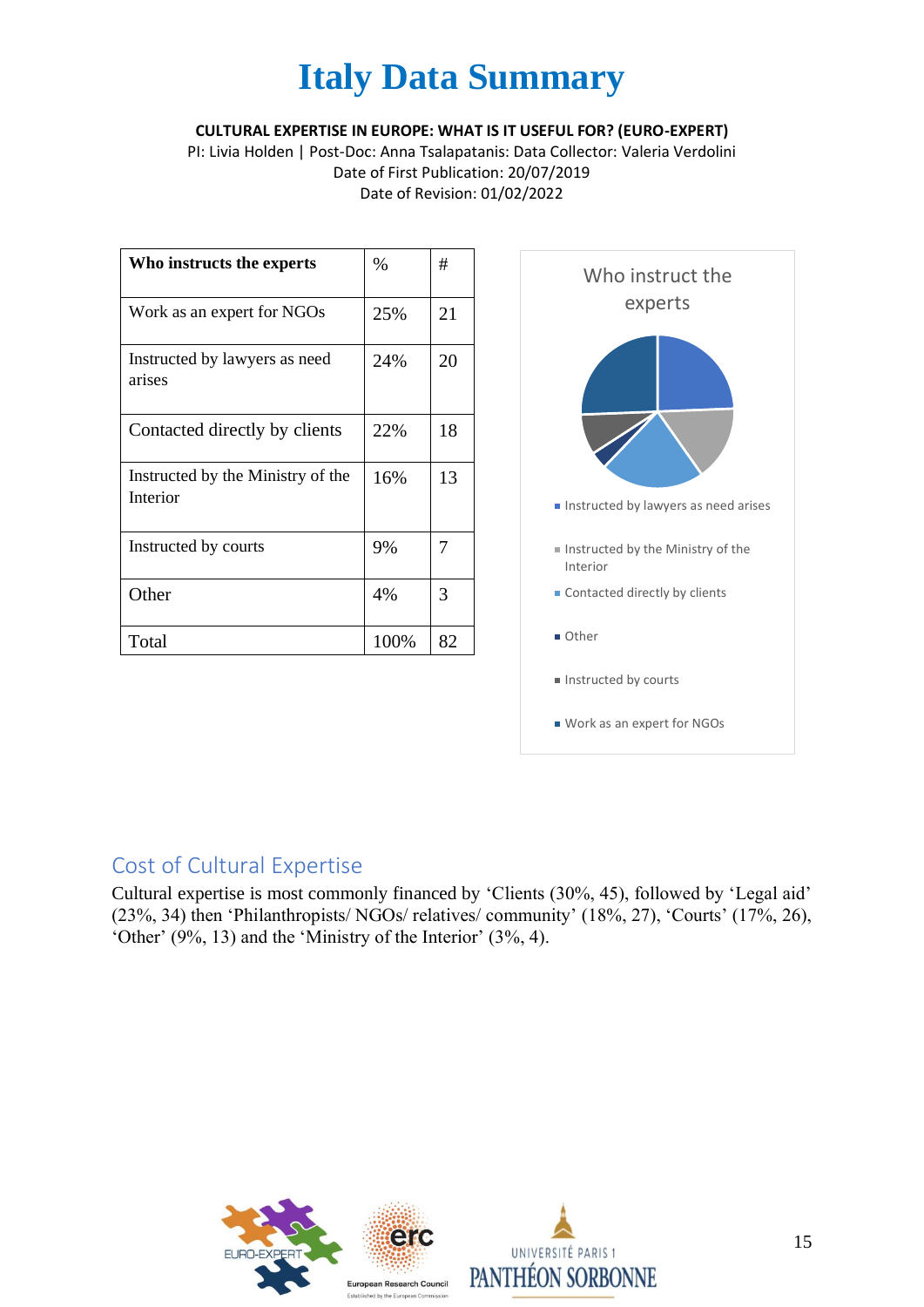# Italy Data Summary

**CULTURAL EXPERTISE IN EUROPE: WHAT IS IT USEFUL FOR? (EURO-EXPERT)**

PI: Livia Holden | Post-Doc: Anna Tsalapatanis: Data Collector: Valeria Verdolini

Date of First Publication: 20/07/2019

Date of Revision: 01/02/2022

| Who instructs the experts | % | # |
|---|---|---|
| Work as an expert for NGOs | 25% | 21 |
| Instructed by lawyers as need arises | 24% | 20 |
| Contacted directly by clients | 22% | 18 |
| Instructed by the Ministry of the Interior | 16% | 13 |
| Instructed by courts | 9% | 7 |
| Other | 4% | 3 |
| Total | 100% | 82 |

Who instruct the experts

- Instructed by lawyers as need arises
- Instructed by the Ministry of the Interior
- Contacted directly by clients
- Other
- Instructed by courts
- Work as an expert for NGOs

## Cost of Cultural Expertise

Cultural expertise is most commonly financed by 'Clients (30%, 45), followed by 'Legal aid' (23%, 34) then 'Philanthropists/ NGOs/ relatives/ community' (18%, 27), 'Courts' (17%, 26), 'Other' (9%, 13) and the 'Ministry of the Interior' (3%, 4).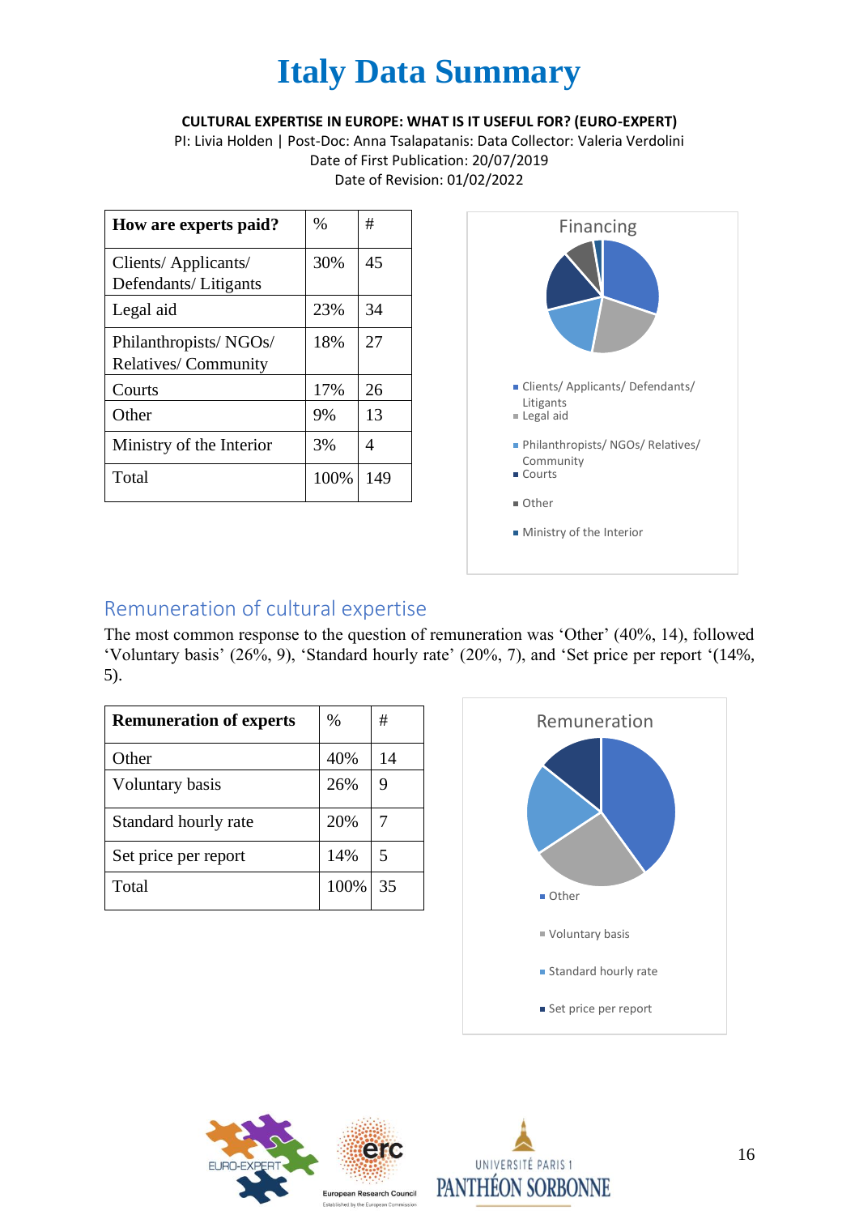# Italy Data Summary

**CULTURAL EXPERTISE IN EUROPE: WHAT IS IT USEFUL FOR? (EURO-EXPERT)**

PI: Livia Holden | Post-Doc: Anna Tsalapatanis: Data Collector: Valeria Verdolini

Date of First Publication: 20/07/2019

Date of Revision: 01/02/2022

| How are experts paid? | % | # |
|---|---|---|
| Clients/ Applicants/ Defendants/ Litigants | 30% | 45 |
| Legal aid | 23% | 34 |
| Philanthropists/ NGOs/ Relatives/ Community | 18% | 27 |
| Courts | 17% | 26 |
| Other | 9% | 13 |
| Ministry of the Interior | 3% | 4 |
| Total | 100% | 149 |

Financing

- Clients/ Applicants/ Defendants/ Litigants
- Legal aid
- Philanthropists/ NGOs/ Relatives/ Community
- Courts
- Other
- Ministry of the Interior

## Remuneration of cultural expertise

The most common response to the question of remuneration was 'Other' (40%, 14), followed 'Voluntary basis' (26%, 9), 'Standard hourly rate' (20%, 7), and 'Set price per report '(14%, 5).

| Remuneration of experts | % | # |
|---|---|---|
| Other | 40% | 14 |
| Voluntary basis | 26% | 9 |
| Standard hourly rate | 20% | 7 |
| Set price per report | 14% | 5 |
| Total | 100% | 35 |

Remuneration

- Other
- Voluntary basis
- Standard hourly rate
- Set price per report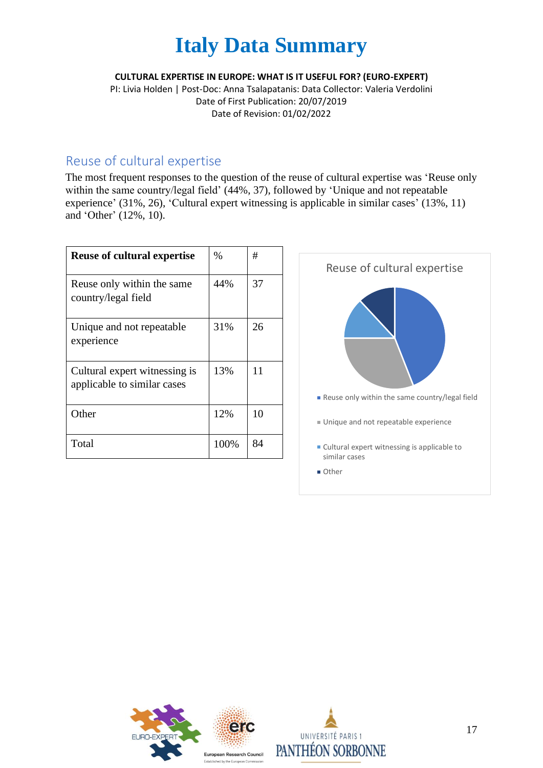# Italy Data Summary

**CULTURAL EXPERTISE IN EUROPE: WHAT IS IT USEFUL FOR? (EURO-EXPERT)**

PI: Livia Holden | Post-Doc: Anna Tsalapatanis: Data Collector: Valeria Verdolini

Date of First Publication: 20/07/2019

Date of Revision: 01/02/2022

## Reuse of cultural expertise

The most frequent responses to the question of the reuse of cultural expertise was 'Reuse only within the same country/legal field' (44%, 37), followed by 'Unique and not repeatable experience' (31%, 26), 'Cultural expert witnessing is applicable in similar cases' (13%, 11) and 'Other' (12%, 10).

| Reuse of cultural expertise | % | # |
|---|---|---|
| Reuse only within the same country/legal field | 44% | 37 |
| Unique and not repeatable experience | 31% | 26 |
| Cultural expert witnessing is applicable to similar cases | 13% | 11 |
| Other | 12% | 10 |
| Total | 100% | 84 |

Reuse of cultural expertise

- Reuse only within the same country/legal field
- Unique and not repeatable experience
- Cultural expert witnessing is applicable to similar cases
- Other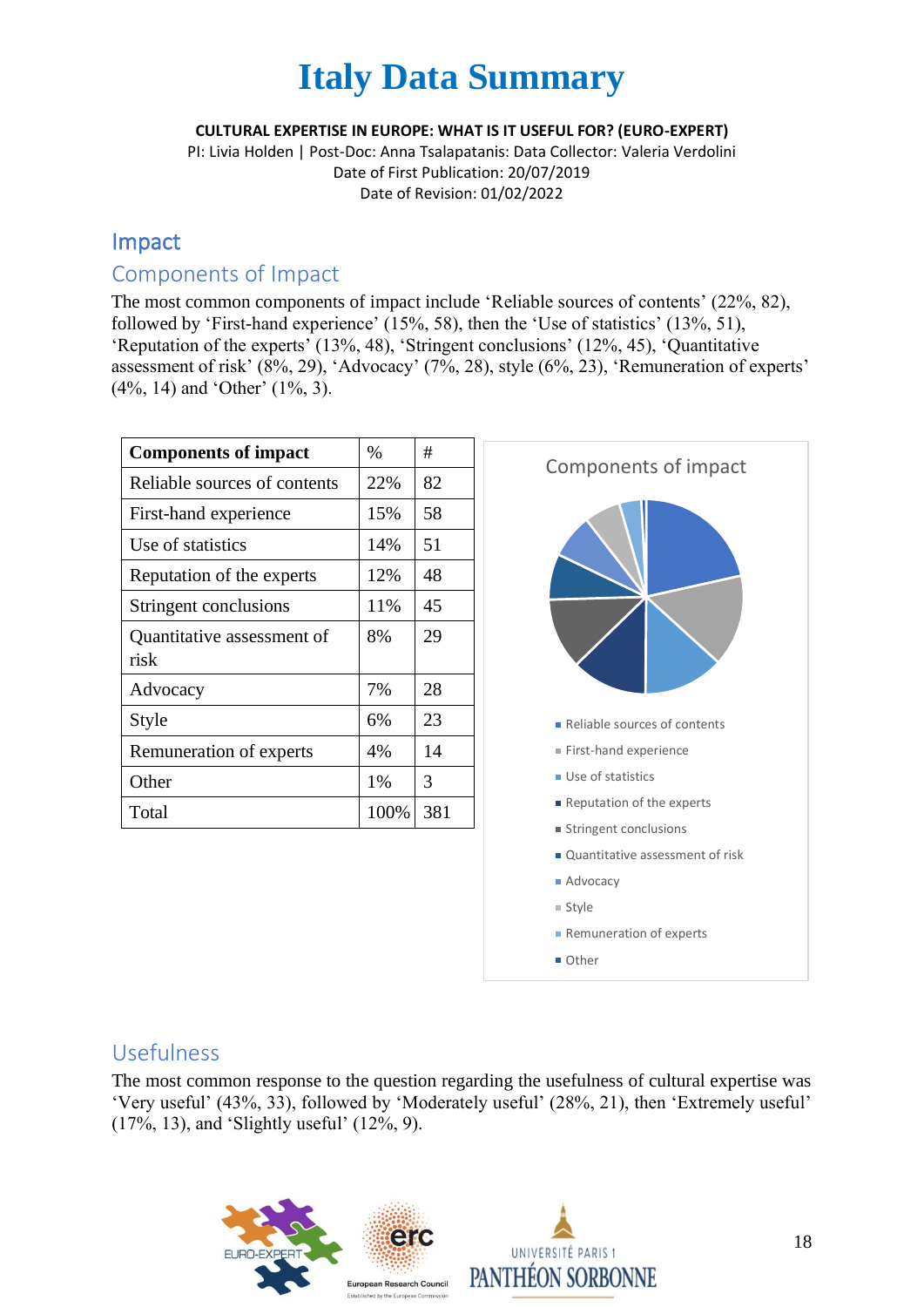# Italy Data Summary

**CULTURAL EXPERTISE IN EUROPE: WHAT IS IT USEFUL FOR? (EURO-EXPERT)**

PI: Livia Holden | Post-Doc: Anna Tsalapatanis: Data Collector: Valeria Verdolini

Date of First Publication: 20/07/2019

Date of Revision: 01/02/2022

## Impact

### Components of Impact

The most common components of impact include 'Reliable sources of contents' (22%, 82), followed by 'First-hand experience' (15%, 58), then the 'Use of statistics' (13%, 51), 'Reputation of the experts' (13%, 48), 'Stringent conclusions' (12%, 45), 'Quantitative assessment of risk' (8%, 29), 'Advocacy' (7%, 28), style (6%, 23), 'Remuneration of experts' (4%, 14) and 'Other' (1%, 3).

| Components of impact | % | # |
|---|---|---|
| Reliable sources of contents | 22% | 82 |
| First-hand experience | 15% | 58 |
| Use of statistics | 14% | 51 |
| Reputation of the experts | 12% | 48 |
| Stringent conclusions | 11% | 45 |
| Quantitative assessment of risk | 8% | 29 |
| Advocacy | 7% | 28 |
| Style | 6% | 23 |
| Remuneration of experts | 4% | 14 |
| Other | 1% | 3 |
| Total | 100% | 381 |

Components of impact

- Reliable sources of contents
- First-hand experience
- Use of statistics
- Reputation of the experts
- Stringent conclusions
- Quantitative assessment of risk
- Advocacy
- Style
- Remuneration of experts
- Other

### Usefulness

The most common response to the question regarding the usefulness of cultural expertise was 'Very useful' (43%, 33), followed by 'Moderately useful' (28%, 21), then 'Extremely useful' (17%, 13), and 'Slightly useful' (12%, 9).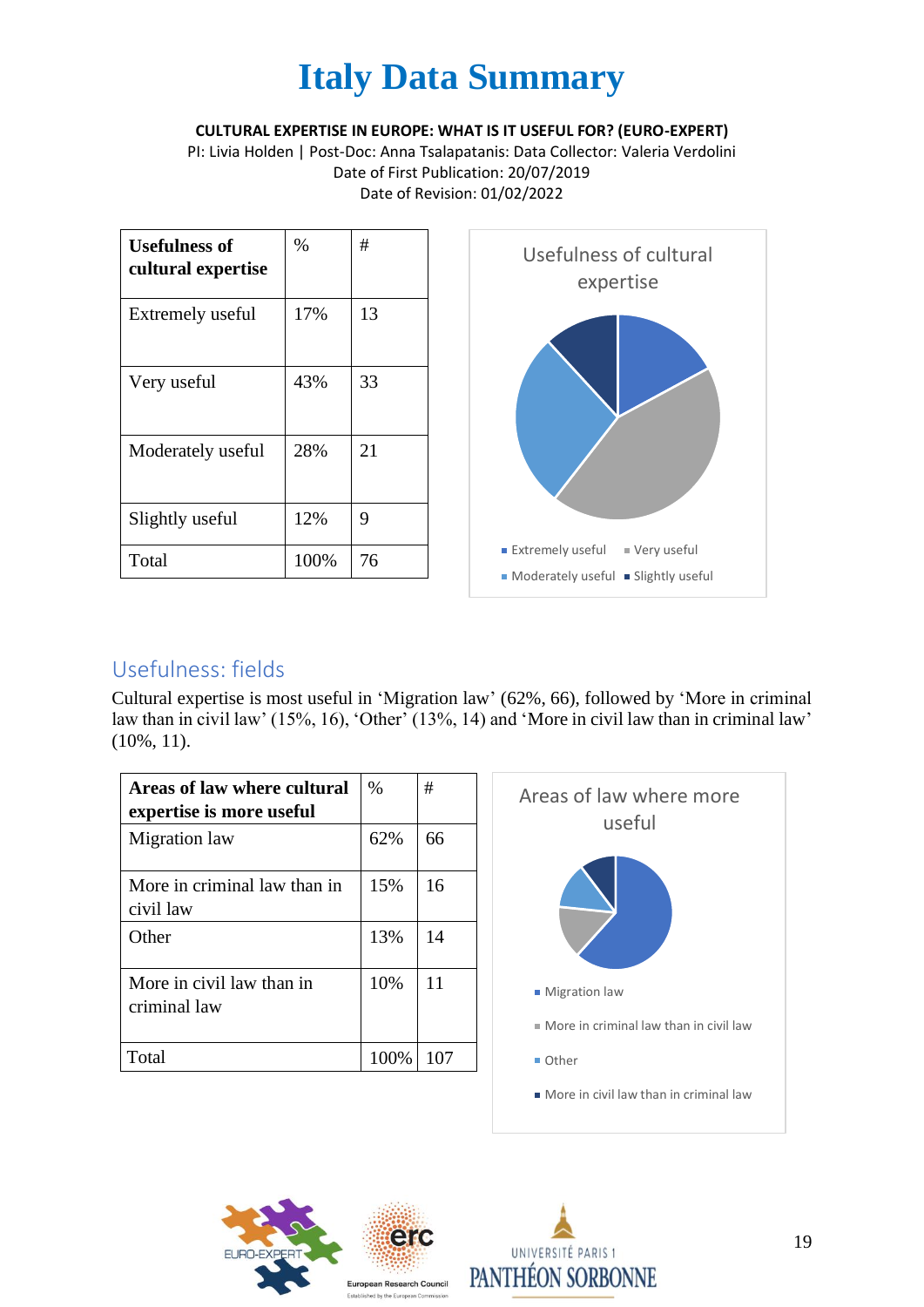# Italy Data Summary

**CULTURAL EXPERTISE IN EUROPE: WHAT IS IT USEFUL FOR? (EURO-EXPERT)**

PI: Livia Holden | Post-Doc: Anna Tsalapatanis: Data Collector: Valeria Verdolini
Date of First Publication: 20/07/2019
Date of Revision: 01/02/2022

| Usefulness of cultural expertise | % | # |
|---|---|---|
| Extremely useful | 17% | 13 |
| Very useful | 43% | 33 |
| Moderately useful | 28% | 21 |
| Slightly useful | 12% | 9 |
| Total | 100% | 76 |

Usefulness of cultural expertise

Extremely useful, Very useful, Moderately useful, Slightly useful

## Usefulness: fields

Cultural expertise is most useful in 'Migration law' (62%, 66), followed by 'More in criminal law than in civil law' (15%, 16), 'Other' (13%, 14) and 'More in civil law than in criminal law' (10%, 11).

| Areas of law where cultural expertise is more useful | % | # |
|---|---|---|
| Migration law | 62% | 66 |
| More in criminal law than in civil law | 15% | 16 |
| Other | 13% | 14 |
| More in civil law than in criminal law | 10% | 11 |
| Total | 100% | 107 |

Areas of law where more useful

Migration law, More in criminal law than in civil law, Other, More in civil law than in criminal law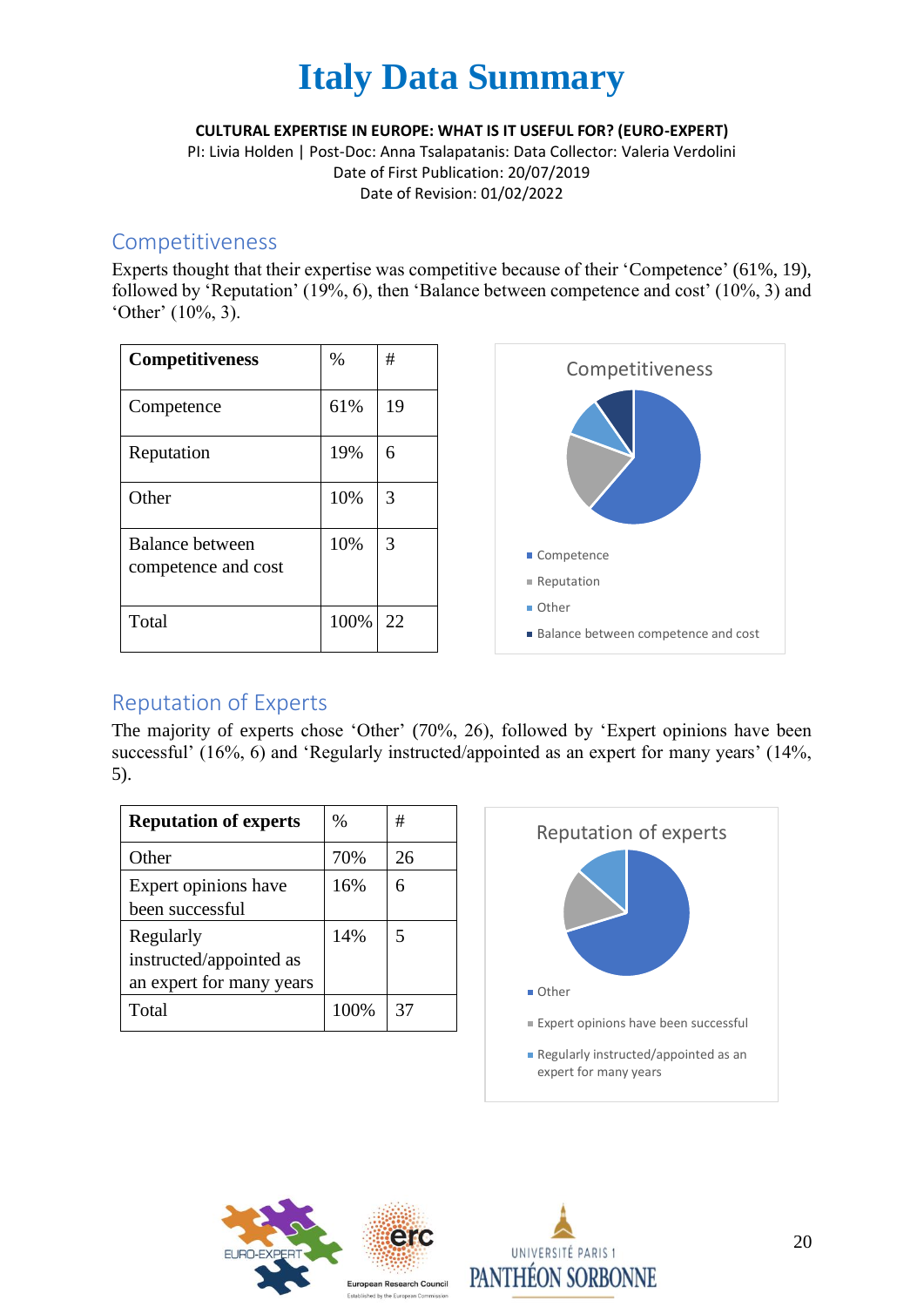# Italy Data Summary

**CULTURAL EXPERTISE IN EUROPE: WHAT IS IT USEFUL FOR? (EURO-EXPERT)**
PI: Livia Holden | Post-Doc: Anna Tsalapatanis: Data Collector: Valeria Verdolini
Date of First Publication: 20/07/2019
Date of Revision: 01/02/2022

## Competitiveness

Experts thought that their expertise was competitive because of their 'Competence' (61%, 19), followed by 'Reputation' (19%, 6), then 'Balance between competence and cost' (10%, 3) and 'Other' (10%, 3).

| Competitiveness | % | # |
|---|---|---|
| Competence | 61% | 19 |
| Reputation | 19% | 6 |
| Other | 10% | 3 |
| Balance between competence and cost | 10% | 3 |
| Total | 100% | 22 |

## Reputation of Experts

The majority of experts chose 'Other' (70%, 26), followed by 'Expert opinions have been successful' (16%, 6) and 'Regularly instructed/appointed as an expert for many years' (14%, 5).

| Reputation of experts | % | # |
|---|---|---|
| Other | 70% | 26 |
| Expert opinions have been successful | 16% | 6 |
| Regularly instructed/appointed as an expert for many years | 14% | 5 |
| Total | 100% | 37 |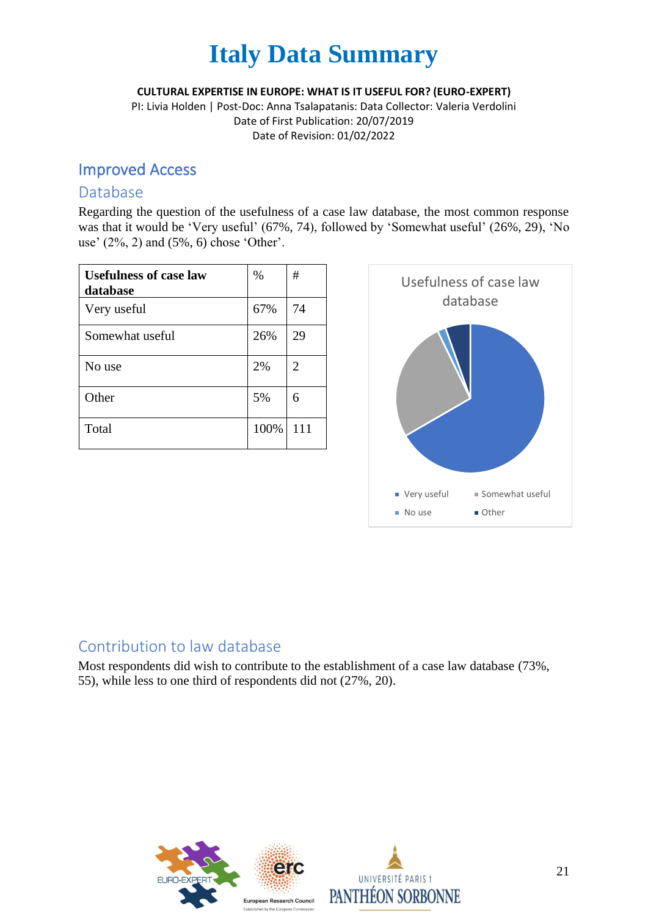# Italy Data Summary

**CULTURAL EXPERTISE IN EUROPE: WHAT IS IT USEFUL FOR? (EURO-EXPERT)**

PI: Livia Holden | Post-Doc: Anna Tsalapatanis: Data Collector: Valeria Verdolini

Date of First Publication: 20/07/2019

Date of Revision: 01/02/2022

## Improved Access

### Database

Regarding the question of the usefulness of a case law database, the most common response was that it would be 'Very useful' (67%, 74), followed by 'Somewhat useful' (26%, 29), 'No use' (2%, 2) and (5%, 6) chose 'Other'.

| Usefulness of case law database | % | # |
|---|---|---|
| Very useful | 67% | 74 |
| Somewhat useful | 26% | 29 |
| No use | 2% | 2 |
| Other | 5% | 6 |
| Total | 100% | 111 |

### Contribution to law database

Most respondents did wish to contribute to the establishment of a case law database (73%, 55), while less to one third of respondents did not (27%, 20).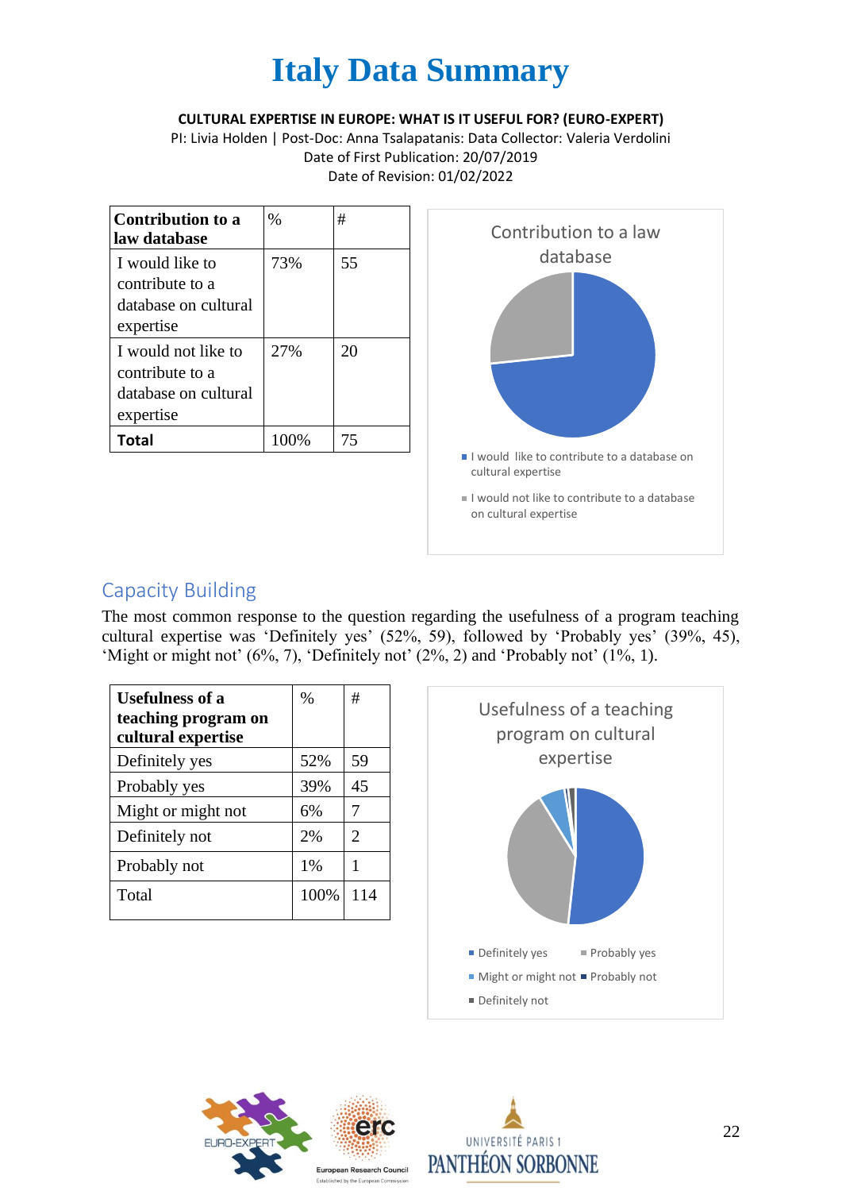# Italy Data Summary

**CULTURAL EXPERTISE IN EUROPE: WHAT IS IT USEFUL FOR? (EURO-EXPERT)**

PI: Livia Holden | Post-Doc: Anna Tsalapatanis: Data Collector: Valeria Verdolini

Date of First Publication: 20/07/2019

Date of Revision: 01/02/2022

| Contribution to a law database | % | # |
|---|---|---|
| I would like to contribute to a database on cultural expertise | 73% | 55 |
| I would not like to contribute to a database on cultural expertise | 27% | 20 |
| **Total** | 100% | 75 |

Contribution to a law database

- I would like to contribute to a database on cultural expertise
- I would not like to contribute to a database on cultural expertise

## Capacity Building

The most common response to the question regarding the usefulness of a program teaching cultural expertise was 'Definitely yes' (52%, 59), followed by 'Probably yes' (39%, 45), 'Might or might not' (6%, 7), 'Definitely not' (2%, 2) and 'Probably not' (1%, 1).

| Usefulness of a teaching program on cultural expertise | % | # |
|---|---|---|
| Definitely yes | 52% | 59 |
| Probably yes | 39% | 45 |
| Might or might not | 6% | 7 |
| Definitely not | 2% | 2 |
| Probably not | 1% | 1 |
| Total | 100% | 114 |

Usefulness of a teaching program on cultural expertise

- Definitely yes
- Probably yes
- Might or might not
- Probably not
- Definitely not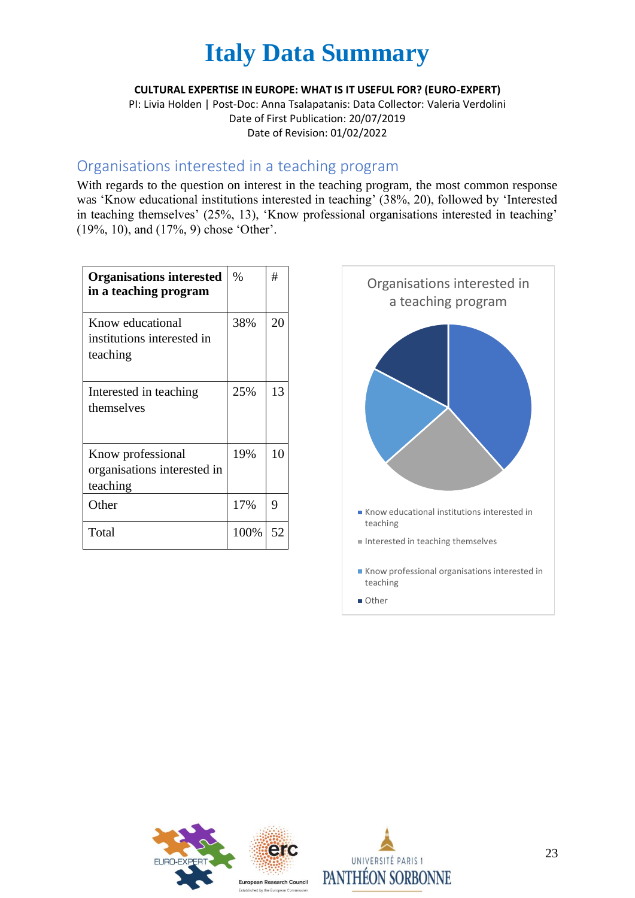# Italy Data Summary

**CULTURAL EXPERTISE IN EUROPE: WHAT IS IT USEFUL FOR? (EURO-EXPERT)**
PI: Livia Holden | Post-Doc: Anna Tsalapatanis: Data Collector: Valeria Verdolini
Date of First Publication: 20/07/2019
Date of Revision: 01/02/2022

## Organisations interested in a teaching program

With regards to the question on interest in the teaching program, the most common response was 'Know educational institutions interested in teaching' (38%, 20), followed by 'Interested in teaching themselves' (25%, 13), 'Know professional organisations interested in teaching' (19%, 10), and (17%, 9) chose 'Other'.

| **Organisations interested in a teaching program** | % | # |
|---|---|---|
| Know educational institutions interested in teaching | 38% | 20 |
| Interested in teaching themselves | 25% | 13 |
| Know professional organisations interested in teaching | 19% | 10 |
| Other | 17% | 9 |
| Total | 100% | 52 |

Organisations interested in a teaching program

Know educational institutions interested in teaching
Interested in teaching themselves
Know professional organisations interested in teaching
Other